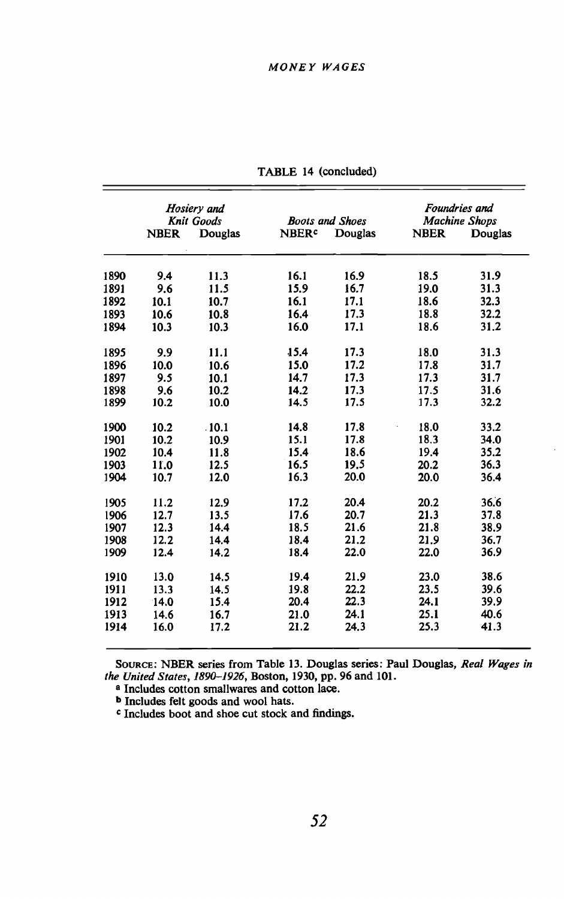TABLE 14 (concluded)

| | Hosiery and Knit Goods | | Boots and Shoes | | Foundries and Machine Shops | |
|---|---|---|---|---|---|---|
| | NBER | Douglas | NBER[c] | Douglas | NBER | Douglas |
| 1890 | 9.4 | 11.3 | 16.1 | 16.9 | 18.5 | 31.9 |
| 1891 | 9.6 | 11.5 | 15.9 | 16.7 | 19.0 | 31.3 |
| 1892 | 10.1 | 10.7 | 16.1 | 17.1 | 18.6 | 32.3 |
| 1893 | 10.6 | 10.8 | 16.4 | 17.3 | 18.8 | 32.2 |
| 1894 | 10.3 | 10.3 | 16.0 | 17.1 | 18.6 | 31.2 |
| 1895 | 9.9 | 11.1 | 15.4 | 17.3 | 18.0 | 31.3 |
| 1896 | 10.0 | 10.6 | 15.0 | 17.2 | 17.8 | 31.7 |
| 1897 | 9.5 | 10.1 | 14.7 | 17.3 | 17.3 | 31.7 |
| 1898 | 9.6 | 10.2 | 14.2 | 17.3 | 17.5 | 31.6 |
| 1899 | 10.2 | 10.0 | 14.5 | 17.5 | 17.3 | 32.2 |
| 1900 | 10.2 | 10.1 | 14.8 | 17.8 | 18.0 | 33.2 |
| 1901 | 10.2 | 10.9 | 15.1 | 17.8 | 18.3 | 34.0 |
| 1902 | 10.4 | 11.8 | 15.4 | 18.6 | 19.4 | 35.2 |
| 1903 | 11.0 | 12.5 | 16.5 | 19.5 | 20.2 | 36.3 |
| 1904 | 10.7 | 12.0 | 16.3 | 20.0 | 20.0 | 36.4 |
| 1905 | 11.2 | 12.9 | 17.2 | 20.4 | 20.2 | 36.6 |
| 1906 | 12.7 | 13.5 | 17.6 | 20.7 | 21.3 | 37.8 |
| 1907 | 12.3 | 14.4 | 18.5 | 21.6 | 21.8 | 38.9 |
| 1908 | 12.2 | 14.4 | 18.4 | 21.2 | 21.9 | 36.7 |
| 1909 | 12.4 | 14.2 | 18.4 | 22.0 | 22.0 | 36.9 |
| 1910 | 13.0 | 14.5 | 19.4 | 21.9 | 23.0 | 38.6 |
| 1911 | 13.3 | 14.5 | 19.8 | 22.2 | 23.5 | 39.6 |
| 1912 | 14.0 | 15.4 | 20.4 | 22.3 | 24.1 | 39.9 |
| 1913 | 14.6 | 16.7 | 21.0 | 24.1 | 25.1 | 40.6 |
| 1914 | 16.0 | 17.2 | 21.2 | 24.3 | 25.3 | 41.3 |

SOURCE: NBER series from Table 13. Douglas series: Paul Douglas, *Real Wages in the United States, 1890–1926*, Boston, 1930, pp. 96 and 101.

[a] Includes cotton smallwares and cotton lace.

[b] Includes felt goods and wool hats.

[c] Includes boot and shoe cut stock and findings.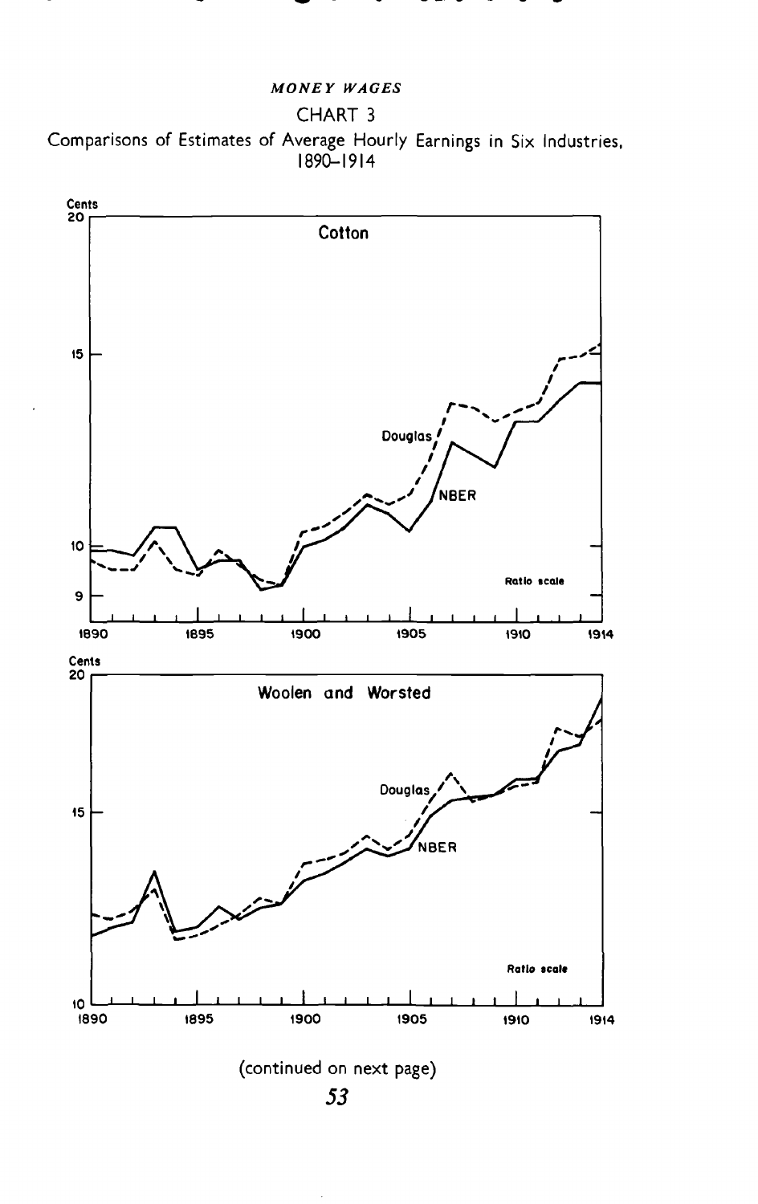*MONEY WAGES*

CHART 3

Comparisons of Estimates of Average Hourly Earnings in Six Industries, 1890–1914

Cents

20

Cotton

15

Douglas

NBER

10

9

Ratio scale

1890 1895 1900 1905 1910 1914

Cents

20

Woolen and Worsted

15

Douglas

NBER

Ratio scale

10

1890 1895 1900 1905 1910 1914

(continued on next page)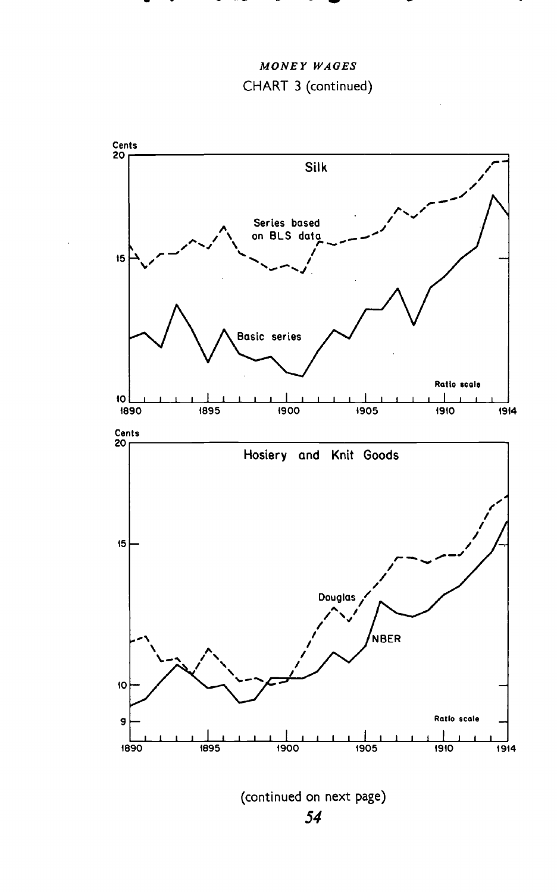*MONEY WAGES*

CHART 3 (continued)

Cents

20

Silk

Series based on BLS data

15

Basic series

Ratio scale

10

1890

1895

1900

1905

1910

1914

Cents

20

Hosiery and Knit Goods

15

Douglas

NBER

10

9

Ratio scale

1890

1895

1900

1905

1910

1914

(continued on next page)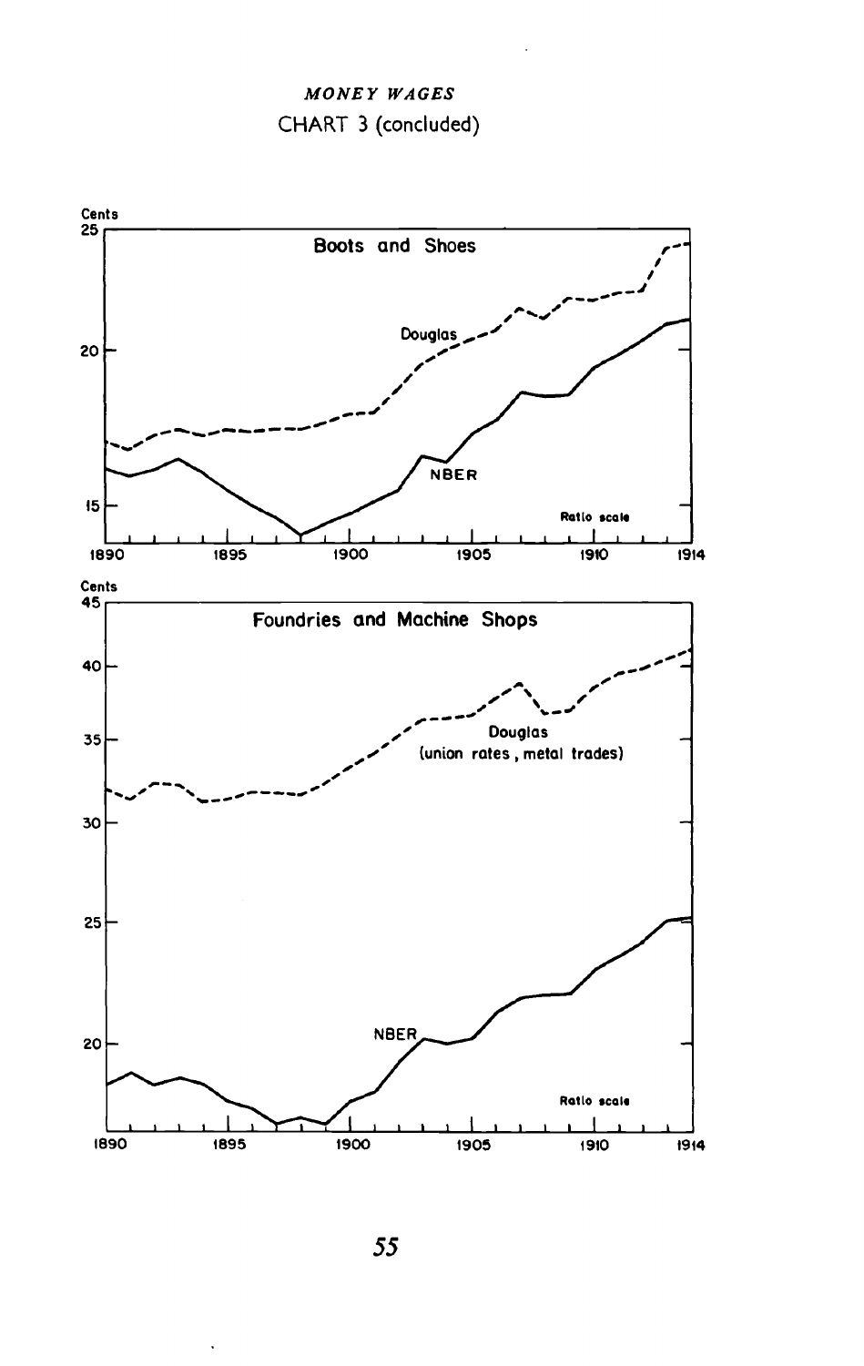*MONEY WAGES*

CHART 3 (concluded)

Cents

25

Boots and Shoes

Douglas

20

NBER

15

Ratio scale

1890

1895

1900

1905

1910

1914

Cents

45

Foundries and Machine Shops

40

35

Douglas
(union rates, metal trades)

30

25

NBER

20

Ratio scale

1890

1895

1900

1905

1910

1914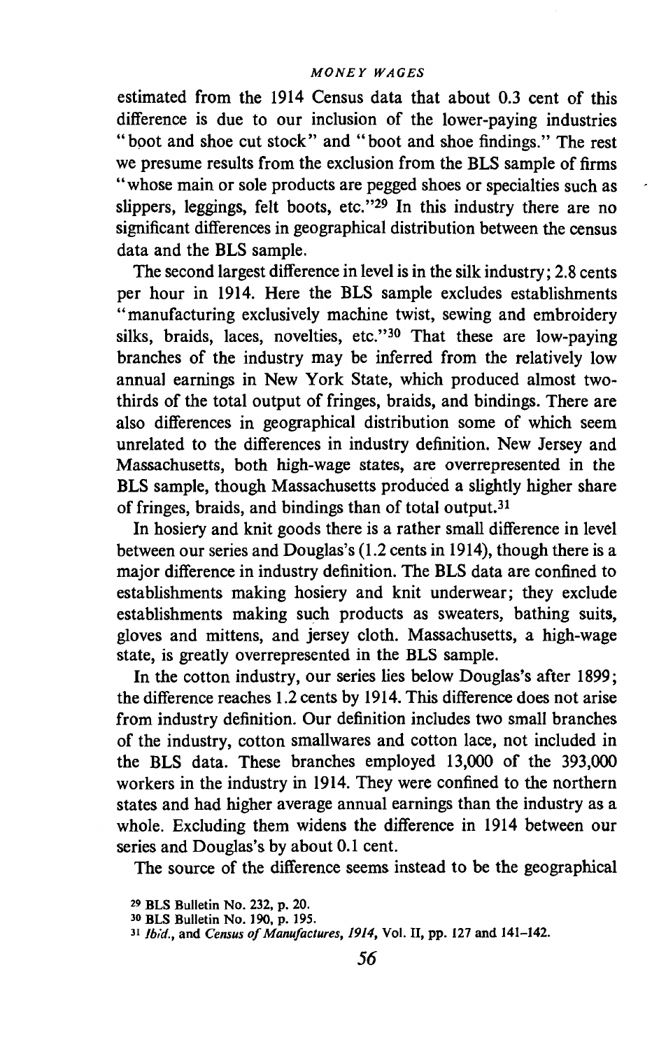estimated from the 1914 Census data that about 0.3 cent of this difference is due to our inclusion of the lower-paying industries "boot and shoe cut stock" and "boot and shoe findings." The rest we presume results from the exclusion from the BLS sample of firms "whose main or sole products are pegged shoes or specialties such as slippers, leggings, felt boots, etc."[29] In this industry there are no significant differences in geographical distribution between the census data and the BLS sample.

The second largest difference in level is in the silk industry; 2.8 cents per hour in 1914. Here the BLS sample excludes establishments "manufacturing exclusively machine twist, sewing and embroidery silks, braids, laces, novelties, etc."[30] That these are low-paying branches of the industry may be inferred from the relatively low annual earnings in New York State, which produced almost two-thirds of the total output of fringes, braids, and bindings. There are also differences in geographical distribution some of which seem unrelated to the differences in industry definition. New Jersey and Massachusetts, both high-wage states, are overrepresented in the BLS sample, though Massachusetts produced a slightly higher share of fringes, braids, and bindings than of total output.[31]

In hosiery and knit goods there is a rather small difference in level between our series and Douglas's (1.2 cents in 1914), though there is a major difference in industry definition. The BLS data are confined to establishments making hosiery and knit underwear; they exclude establishments making such products as sweaters, bathing suits, gloves and mittens, and jersey cloth. Massachusetts, a high-wage state, is greatly overrepresented in the BLS sample.

In the cotton industry, our series lies below Douglas's after 1899; the difference reaches 1.2 cents by 1914. This difference does not arise from industry definition. Our definition includes two small branches of the industry, cotton smallwares and cotton lace, not included in the BLS data. These branches employed 13,000 of the 393,000 workers in the industry in 1914. They were confined to the northern states and had higher average annual earnings than the industry as a whole. Excluding them widens the difference in 1914 between our series and Douglas's by about 0.1 cent.

The source of the difference seems instead to be the geographical

[29] BLS Bulletin No. 232, p. 20.

[30] BLS Bulletin No. 190, p. 195.

[31] *Ibid.*, and *Census of Manufactures, 1914*, Vol. II, pp. 127 and 141–142.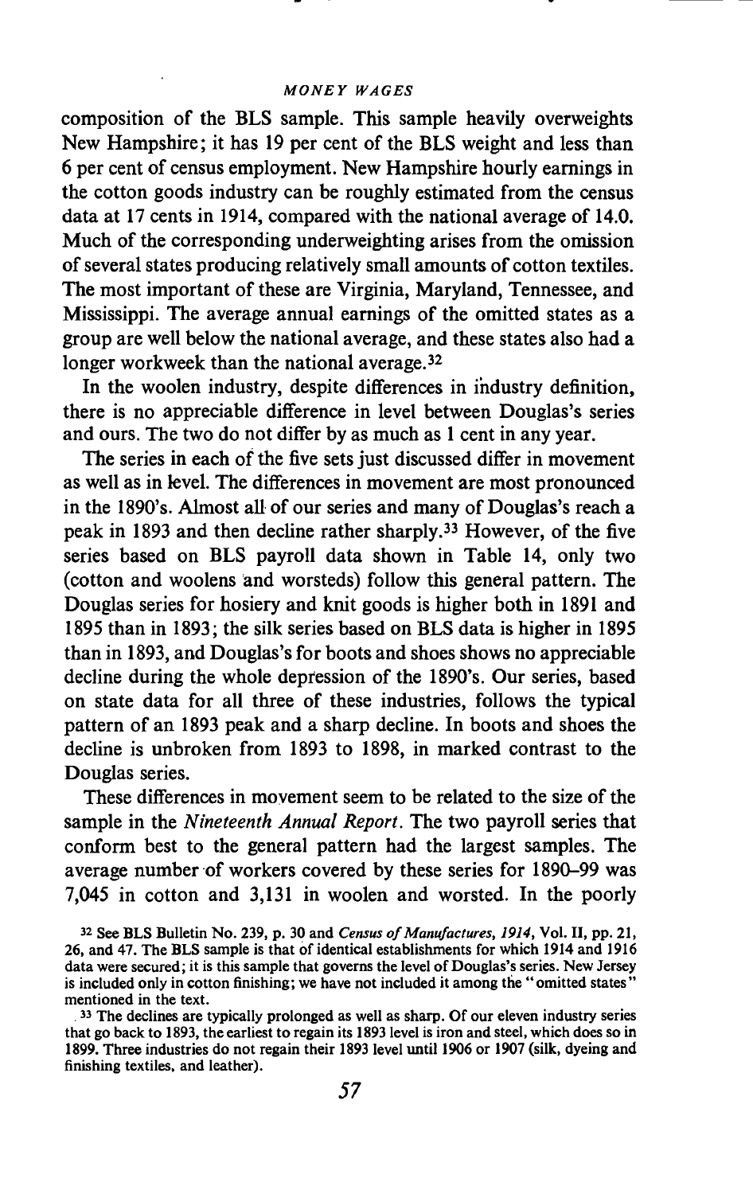composition of the BLS sample. This sample heavily overweights New Hampshire; it has 19 per cent of the BLS weight and less than 6 per cent of census employment. New Hampshire hourly earnings in the cotton goods industry can be roughly estimated from the census data at 17 cents in 1914, compared with the national average of 14.0. Much of the corresponding underweighting arises from the omission of several states producing relatively small amounts of cotton textiles. The most important of these are Virginia, Maryland, Tennessee, and Mississippi. The average annual earnings of the omitted states as a group are well below the national average, and these states also had a longer workweek than the national average.[32]

In the woolen industry, despite differences in industry definition, there is no appreciable difference in level between Douglas's series and ours. The two do not differ by as much as 1 cent in any year.

The series in each of the five sets just discussed differ in movement as well as in level. The differences in movement are most pronounced in the 1890's. Almost all of our series and many of Douglas's reach a peak in 1893 and then decline rather sharply.[33] However, of the five series based on BLS payroll data shown in Table 14, only two (cotton and woolens and worsteds) follow this general pattern. The Douglas series for hosiery and knit goods is higher both in 1891 and 1895 than in 1893; the silk series based on BLS data is higher in 1895 than in 1893, and Douglas's for boots and shoes shows no appreciable decline during the whole depression of the 1890's. Our series, based on state data for all three of these industries, follows the typical pattern of an 1893 peak and a sharp decline. In boots and shoes the decline is unbroken from 1893 to 1898, in marked contrast to the Douglas series.

These differences in movement seem to be related to the size of the sample in the *Nineteenth Annual Report*. The two payroll series that conform best to the general pattern had the largest samples. The average number of workers covered by these series for 1890–99 was 7,045 in cotton and 3,131 in woolen and worsted. In the poorly

[32] See BLS Bulletin No. 239, p. 30 and *Census of Manufactures, 1914*, Vol. II, pp. 21, 26, and 47. The BLS sample is that of identical establishments for which 1914 and 1916 data were secured; it is this sample that governs the level of Douglas's series. New Jersey is included only in cotton finishing; we have not included it among the "omitted states" mentioned in the text.

[33] The declines are typically prolonged as well as sharp. Of our eleven industry series that go back to 1893, the earliest to regain its 1893 level is iron and steel, which does so in 1899. Three industries do not regain their 1893 level until 1906 or 1907 (silk, dyeing and finishing textiles, and leather).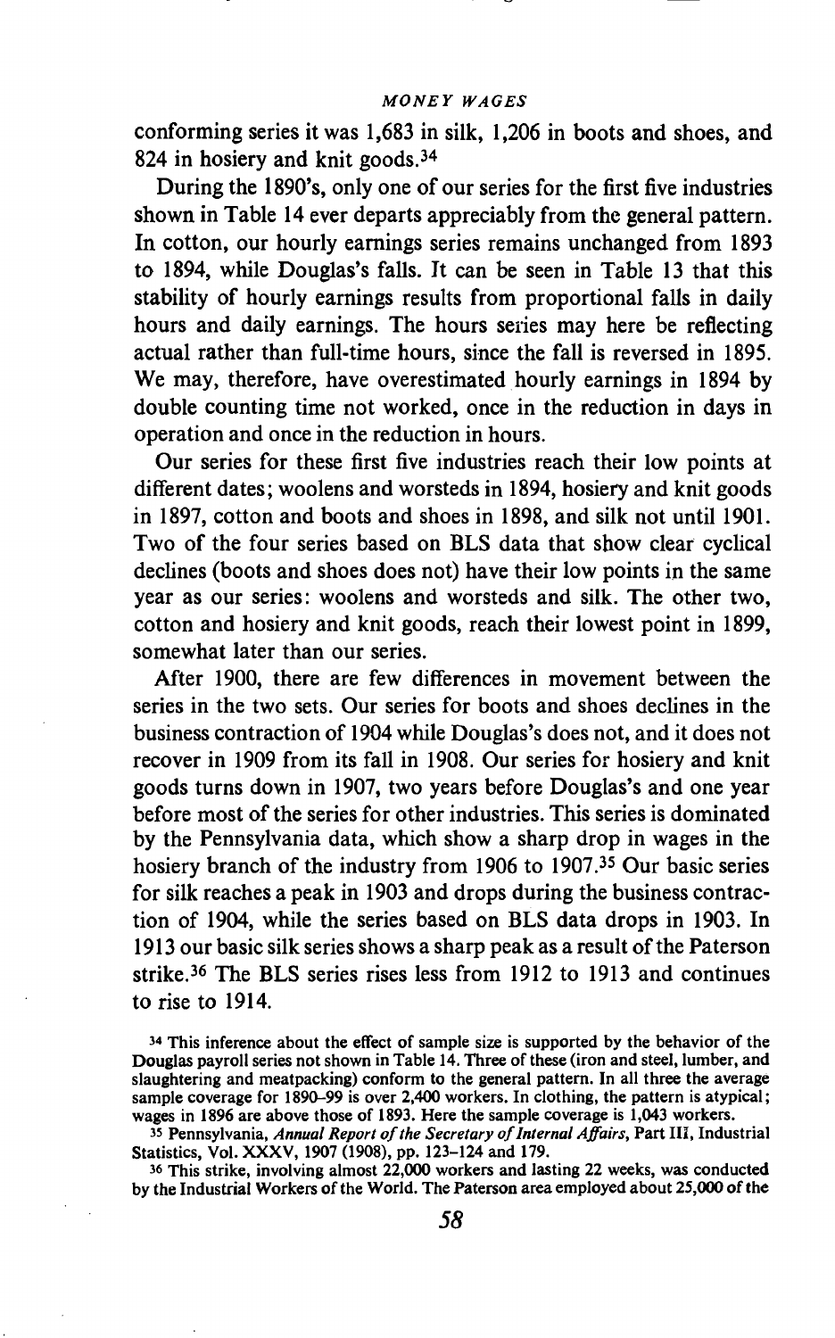conforming series it was 1,683 in silk, 1,206 in boots and shoes, and 824 in hosiery and knit goods.[34]

During the 1890's, only one of our series for the first five industries shown in Table 14 ever departs appreciably from the general pattern. In cotton, our hourly earnings series remains unchanged from 1893 to 1894, while Douglas's falls. It can be seen in Table 13 that this stability of hourly earnings results from proportional falls in daily hours and daily earnings. The hours series may here be reflecting actual rather than full-time hours, since the fall is reversed in 1895. We may, therefore, have overestimated hourly earnings in 1894 by double counting time not worked, once in the reduction in days in operation and once in the reduction in hours.

Our series for these first five industries reach their low points at different dates; woolens and worsteds in 1894, hosiery and knit goods in 1897, cotton and boots and shoes in 1898, and silk not until 1901. Two of the four series based on BLS data that show clear cyclical declines (boots and shoes does not) have their low points in the same year as our series: woolens and worsteds and silk. The other two, cotton and hosiery and knit goods, reach their lowest point in 1899, somewhat later than our series.

After 1900, there are few differences in movement between the series in the two sets. Our series for boots and shoes declines in the business contraction of 1904 while Douglas's does not, and it does not recover in 1909 from its fall in 1908. Our series for hosiery and knit goods turns down in 1907, two years before Douglas's and one year before most of the series for other industries. This series is dominated by the Pennsylvania data, which show a sharp drop in wages in the hosiery branch of the industry from 1906 to 1907.[35] Our basic series for silk reaches a peak in 1903 and drops during the business contraction of 1904, while the series based on BLS data drops in 1903. In 1913 our basic silk series shows a sharp peak as a result of the Paterson strike.[36] The BLS series rises less from 1912 to 1913 and continues to rise to 1914.

[34] This inference about the effect of sample size is supported by the behavior of the Douglas payroll series not shown in Table 14. Three of these (iron and steel, lumber, and slaughtering and meatpacking) conform to the general pattern. In all three the average sample coverage for 1890–99 is over 2,400 workers. In clothing, the pattern is atypical; wages in 1896 are above those of 1893. Here the sample coverage is 1,043 workers.

[35] Pennsylvania, *Annual Report of the Secretary of Internal Affairs*, Part III, Industrial Statistics, Vol. XXXV, 1907 (1908), pp. 123–124 and 179.

[36] This strike, involving almost 22,000 workers and lasting 22 weeks, was conducted by the Industrial Workers of the World. The Paterson area employed about 25,000 of the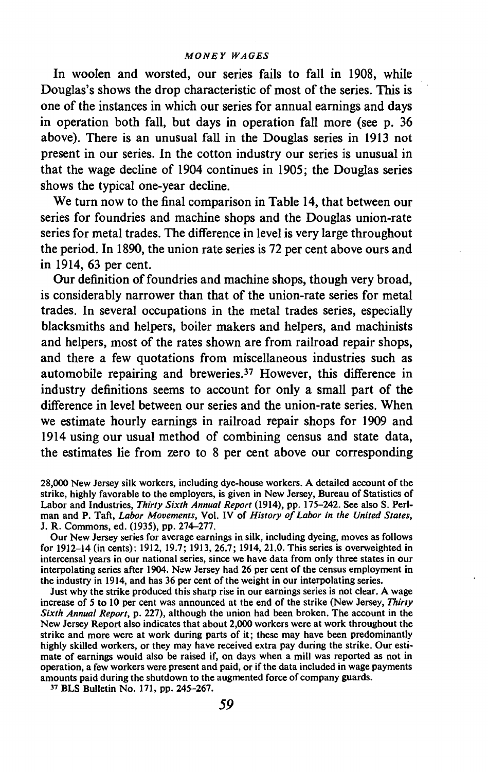In woolen and worsted, our series fails to fall in 1908, while Douglas's shows the drop characteristic of most of the series. This is one of the instances in which our series for annual earnings and days in operation both fall, but days in operation fall more (see p. 36 above). There is an unusual fall in the Douglas series in 1913 not present in our series. In the cotton industry our series is unusual in that the wage decline of 1904 continues in 1905; the Douglas series shows the typical one-year decline.

We turn now to the final comparison in Table 14, that between our series for foundries and machine shops and the Douglas union-rate series for metal trades. The difference in level is very large throughout the period. In 1890, the union rate series is 72 per cent above ours and in 1914, 63 per cent.

Our definition of foundries and machine shops, though very broad, is considerably narrower than that of the union-rate series for metal trades. In several occupations in the metal trades series, especially blacksmiths and helpers, boiler makers and helpers, and machinists and helpers, most of the rates shown are from railroad repair shops, and there a few quotations from miscellaneous industries such as automobile repairing and breweries.[37] However, this difference in industry definitions seems to account for only a small part of the difference in level between our series and the union-rate series. When we estimate hourly earnings in railroad repair shops for 1909 and 1914 using our usual method of combining census and state data, the estimates lie from zero to 8 per cent above our corresponding

28,000 New Jersey silk workers, including dye-house workers. A detailed account of the strike, highly favorable to the employers, is given in New Jersey, Bureau of Statistics of Labor and Industries, *Thirty Sixth Annual Report* (1914), pp. 175–242. See also S. Perlman and P. Taft, *Labor Movements*, Vol. IV of *History of Labor in the United States*, J. R. Commons, ed. (1935), pp. 274–277.

Our New Jersey series for average earnings in silk, including dyeing, moves as follows for 1912–14 (in cents): 1912, 19.7; 1913, 26.7; 1914, 21.0. This series is overweighted in intercensal years in our national series, since we have data from only three states in our interpolating series after 1904. New Jersey had 26 per cent of the census employment in the industry in 1914, and has 36 per cent of the weight in our interpolating series.

Just why the strike produced this sharp rise in our earnings series is not clear. A wage increase of 5 to 10 per cent was announced at the end of the strike (New Jersey, *Thirty Sixth Annual Report*, p. 227), although the union had been broken. The account in the New Jersey Report also indicates that about 2,000 workers were at work throughout the strike and more were at work during parts of it; these may have been predominantly highly skilled workers, or they may have received extra pay during the strike. Our estimate of earnings would also be raised if, on days when a mill was reported as not in operation, a few workers were present and paid, or if the data included in wage payments amounts paid during the shutdown to the augmented force of company guards.

[37] BLS Bulletin No. 171, pp. 245–267.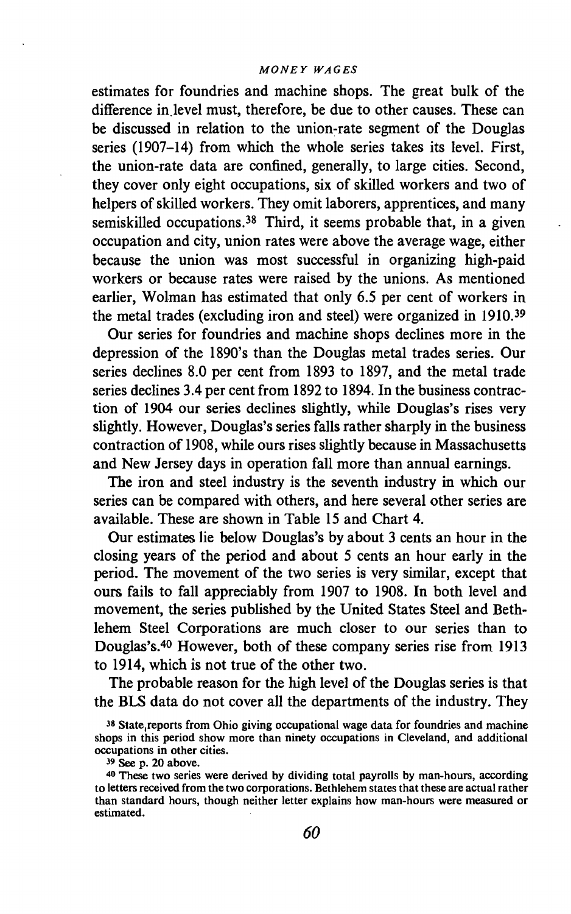estimates for foundries and machine shops. The great bulk of the difference in level must, therefore, be due to other causes. These can be discussed in relation to the union-rate segment of the Douglas series (1907–14) from which the whole series takes its level. First, the union-rate data are confined, generally, to large cities. Second, they cover only eight occupations, six of skilled workers and two of helpers of skilled workers. They omit laborers, apprentices, and many semiskilled occupations.[38] Third, it seems probable that, in a given occupation and city, union rates were above the average wage, either because the union was most successful in organizing high-paid workers or because rates were raised by the unions. As mentioned earlier, Wolman has estimated that only 6.5 per cent of workers in the metal trades (excluding iron and steel) were organized in 1910.[39]

Our series for foundries and machine shops declines more in the depression of the 1890's than the Douglas metal trades series. Our series declines 8.0 per cent from 1893 to 1897, and the metal trade series declines 3.4 per cent from 1892 to 1894. In the business contraction of 1904 our series declines slightly, while Douglas's rises very slightly. However, Douglas's series falls rather sharply in the business contraction of 1908, while ours rises slightly because in Massachusetts and New Jersey days in operation fall more than annual earnings.

The iron and steel industry is the seventh industry in which our series can be compared with others, and here several other series are available. These are shown in Table 15 and Chart 4.

Our estimates lie below Douglas's by about 3 cents an hour in the closing years of the period and about 5 cents an hour early in the period. The movement of the two series is very similar, except that ours fails to fall appreciably from 1907 to 1908. In both level and movement, the series published by the United States Steel and Bethlehem Steel Corporations are much closer to our series than to Douglas's.[40] However, both of these company series rise from 1913 to 1914, which is not true of the other two.

The probable reason for the high level of the Douglas series is that the BLS data do not cover all the departments of the industry. They

[38] State reports from Ohio giving occupational wage data for foundries and machine shops in this period show more than ninety occupations in Cleveland, and additional occupations in other cities.

[39] See p. 20 above.

[40] These two series were derived by dividing total payrolls by man-hours, according to letters received from the two corporations. Bethlehem states that these are actual rather than standard hours, though neither letter explains how man-hours were measured or estimated.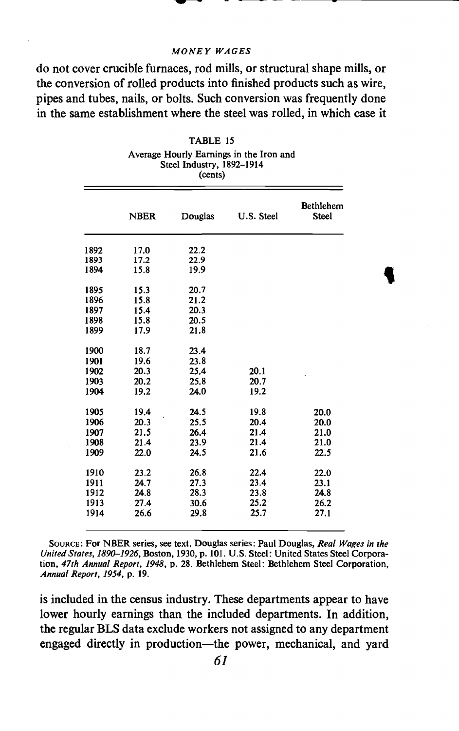do not cover crucible furnaces, rod mills, or structural shape mills, or the conversion of rolled products into finished products such as wire, pipes and tubes, nails, or bolts. Such conversion was frequently done in the same establishment where the steel was rolled, in which case it

TABLE 15
Average Hourly Earnings in the Iron and Steel Industry, 1892–1914
(cents)

| | NBER | Douglas | U.S. Steel | Bethlehem Steel |
|---|---|---|---|---|
| 1892 | 17.0 | 22.2 | | |
| 1893 | 17.2 | 22.9 | | |
| 1894 | 15.8 | 19.9 | | |
| 1895 | 15.3 | 20.7 | | |
| 1896 | 15.8 | 21.2 | | |
| 1897 | 15.4 | 20.3 | | |
| 1898 | 15.8 | 20.5 | | |
| 1899 | 17.9 | 21.8 | | |
| 1900 | 18.7 | 23.4 | | |
| 1901 | 19.6 | 23.8 | | |
| 1902 | 20.3 | 25.4 | 20.1 | |
| 1903 | 20.2 | 25.8 | 20.7 | |
| 1904 | 19.2 | 24.0 | 19.2 | |
| 1905 | 19.4 | 24.5 | 19.8 | 20.0 |
| 1906 | 20.3 | 25.5 | 20.4 | 20.0 |
| 1907 | 21.5 | 26.4 | 21.4 | 21.0 |
| 1908 | 21.4 | 23.9 | 21.4 | 21.0 |
| 1909 | 22.0 | 24.5 | 21.6 | 22.5 |
| 1910 | 23.2 | 26.8 | 22.4 | 22.0 |
| 1911 | 24.7 | 27.3 | 23.4 | 23.1 |
| 1912 | 24.8 | 28.3 | 23.8 | 24.8 |
| 1913 | 27.4 | 30.6 | 25.2 | 26.2 |
| 1914 | 26.6 | 29.8 | 25.7 | 27.1 |

SOURCE: For NBER series, see text. Douglas series: Paul Douglas, *Real Wages in the United States, 1890–1926*, Boston, 1930, p. 101. U.S. Steel: United States Steel Corporation, *47th Annual Report, 1948*, p. 28. Bethlehem Steel: Bethlehem Steel Corporation, *Annual Report, 1954*, p. 19.

is included in the census industry. These departments appear to have lower hourly earnings than the included departments. In addition, the regular BLS data exclude workers not assigned to any department engaged directly in production—the power, mechanical, and yard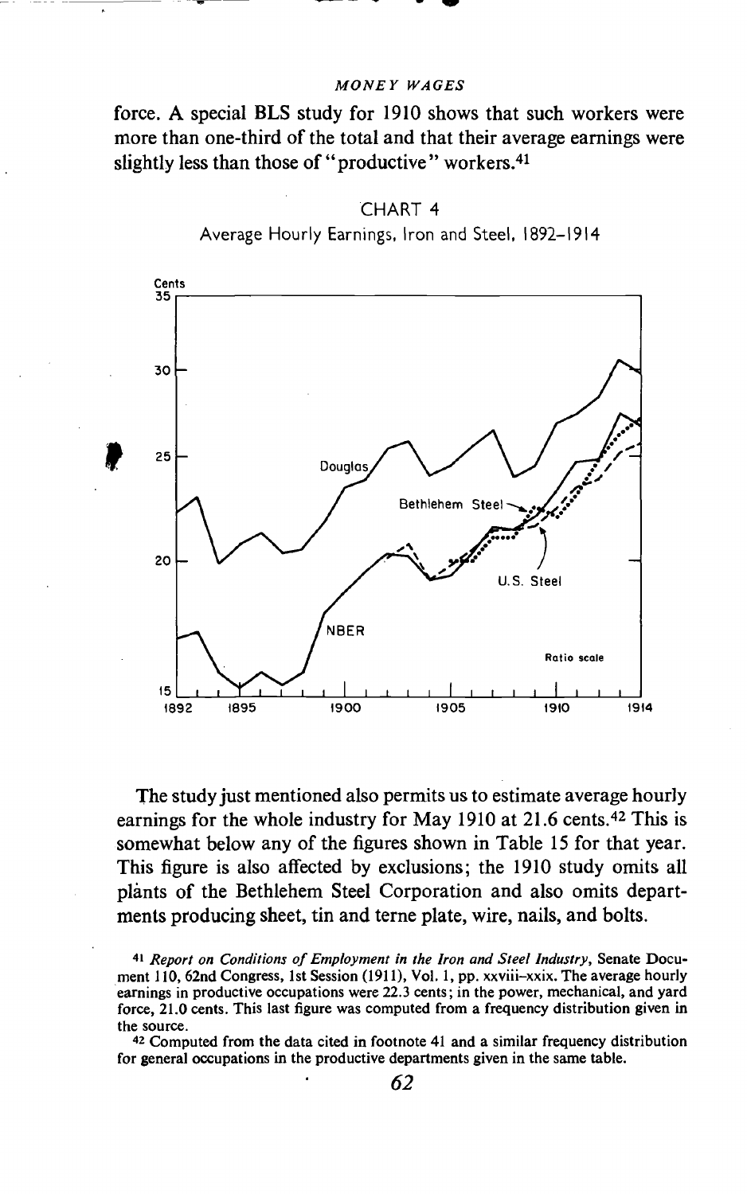force. A special BLS study for 1910 shows that such workers were more than one-third of the total and that their average earnings were slightly less than those of "productive" workers.[41]

CHART 4

Average Hourly Earnings, Iron and Steel, 1892–1914

Cents
35
30
25
20
15
1892
1895
1900
1905
1910
1914
Douglas
Bethlehem Steel
U.S. Steel
NBER
Ratio scale

The study just mentioned also permits us to estimate average hourly earnings for the whole industry for May 1910 at 21.6 cents.[42] This is somewhat below any of the figures shown in Table 15 for that year. This figure is also affected by exclusions; the 1910 study omits all plants of the Bethlehem Steel Corporation and also omits departments producing sheet, tin and terne plate, wire, nails, and bolts.

[41] *Report on Conditions of Employment in the Iron and Steel Industry*, Senate Document 110, 62nd Congress, 1st Session (1911), Vol. 1, pp. xxviii–xxix. The average hourly earnings in productive occupations were 22.3 cents; in the power, mechanical, and yard force, 21.0 cents. This last figure was computed from a frequency distribution given in the source.

[42] Computed from the data cited in footnote 41 and a similar frequency distribution for general occupations in the productive departments given in the same table.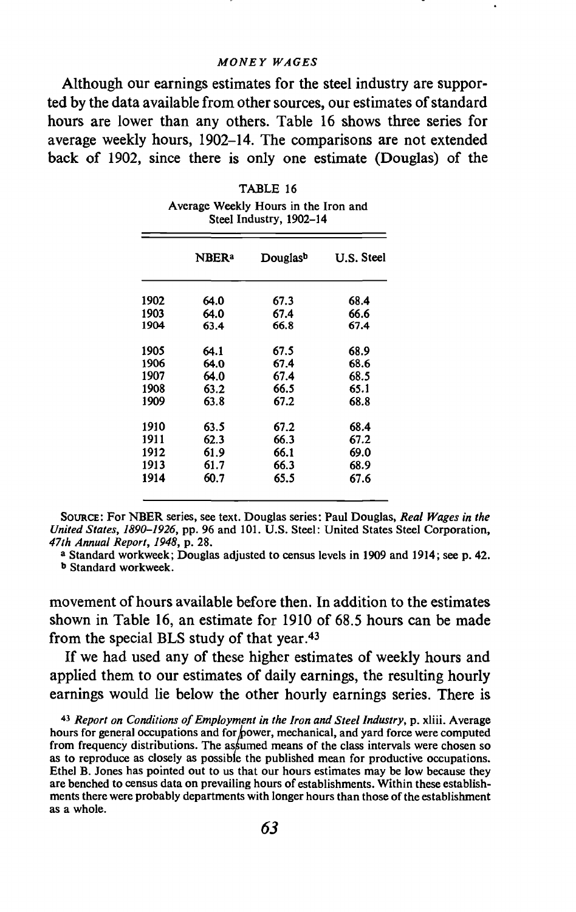Although our earnings estimates for the steel industry are supported by the data available from other sources, our estimates of standard hours are lower than any others. Table 16 shows three series for average weekly hours, 1902–14. The comparisons are not extended back of 1902, since there is only one estimate (Douglas) of the movement of hours available before then. In addition to the estimates shown in Table 16, an estimate for 1910 of 68.5 hours can be made from the special BLS study of that year.[43]

TABLE 16
Average Weekly Hours in the Iron and Steel Industry, 1902–14

| | NBER[a] | Douglas[b] | U.S. Steel |
|---|---|---|---|
| 1902 | 64.0 | 67.3 | 68.4 |
| 1903 | 64.0 | 67.4 | 66.6 |
| 1904 | 63.4 | 66.8 | 67.4 |
| 1905 | 64.1 | 67.5 | 68.9 |
| 1906 | 64.0 | 67.4 | 68.6 |
| 1907 | 64.0 | 67.4 | 68.5 |
| 1908 | 63.2 | 66.5 | 65.1 |
| 1909 | 63.8 | 67.2 | 68.8 |
| 1910 | 63.5 | 67.2 | 68.4 |
| 1911 | 62.3 | 66.3 | 67.2 |
| 1912 | 61.9 | 66.1 | 69.0 |
| 1913 | 61.7 | 66.3 | 68.9 |
| 1914 | 60.7 | 65.5 | 67.6 |

SOURCE: For NBER series, see text. Douglas series: Paul Douglas, *Real Wages in the United States, 1890–1926*, pp. 96 and 101. U.S. Steel: United States Steel Corporation, *47th Annual Report, 1948*, p. 28.

[a] Standard workweek; Douglas adjusted to census levels in 1909 and 1914; see p. 42.

[b] Standard workweek.

If we had used any of these higher estimates of weekly hours and applied them to our estimates of daily earnings, the resulting hourly earnings would lie below the other hourly earnings series. There is

[43] *Report on Conditions of Employment in the Iron and Steel Industry*, p. xliii. Average hours for general occupations and for power, mechanical, and yard force were computed from frequency distributions. The assumed means of the class intervals were chosen so as to reproduce as closely as possible the published mean for productive occupations. Ethel B. Jones has pointed out to us that our hours estimates may be low because they are benched to census data on prevailing hours of establishments. Within these establishments there were probably departments with longer hours than those of the establishment as a whole.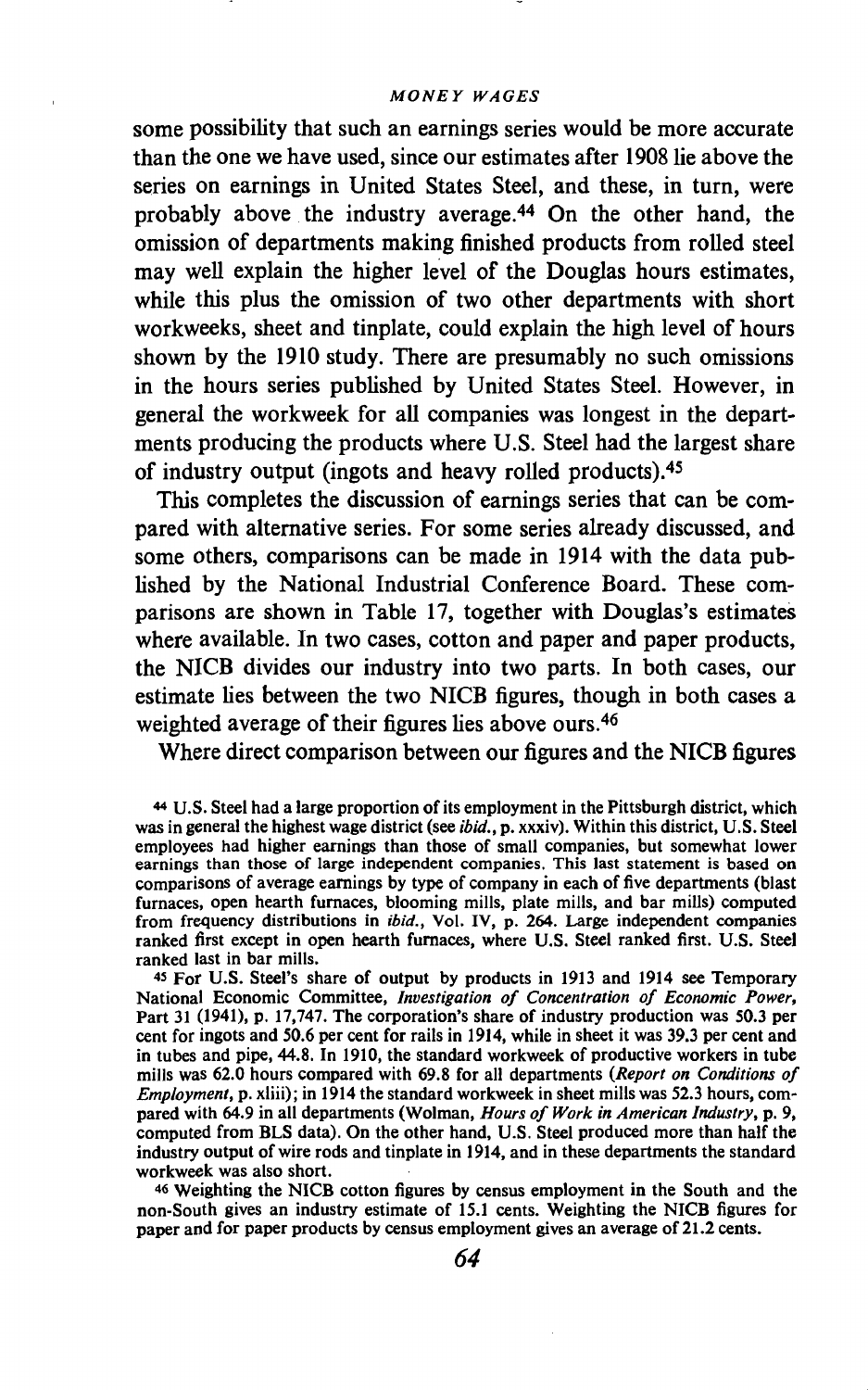some possibility that such an earnings series would be more accurate than the one we have used, since our estimates after 1908 lie above the series on earnings in United States Steel, and these, in turn, were probably above the industry average.[44] On the other hand, the omission of departments making finished products from rolled steel may well explain the higher level of the Douglas hours estimates, while this plus the omission of two other departments with short workweeks, sheet and tinplate, could explain the high level of hours shown by the 1910 study. There are presumably no such omissions in the hours series published by United States Steel. However, in general the workweek for all companies was longest in the departments producing the products where U.S. Steel had the largest share of industry output (ingots and heavy rolled products).[45]

This completes the discussion of earnings series that can be compared with alternative series. For some series already discussed, and some others, comparisons can be made in 1914 with the data published by the National Industrial Conference Board. These comparisons are shown in Table 17, together with Douglas's estimates where available. In two cases, cotton and paper and paper products, the NICB divides our industry into two parts. In both cases, our estimate lies between the two NICB figures, though in both cases a weighted average of their figures lies above ours.[46]

Where direct comparison between our figures and the NICB figures

[44] U.S. Steel had a large proportion of its employment in the Pittsburgh district, which was in general the highest wage district (see *ibid.*, p. xxxiv). Within this district, U.S. Steel employees had higher earnings than those of small companies, but somewhat lower earnings than those of large independent companies. This last statement is based on comparisons of average earnings by type of company in each of five departments (blast furnaces, open hearth furnaces, blooming mills, plate mills, and bar mills) computed from frequency distributions in *ibid.*, Vol. IV, p. 264. Large independent companies ranked first except in open hearth furnaces, where U.S. Steel ranked first. U.S. Steel ranked last in bar mills.

[45] For U.S. Steel's share of output by products in 1913 and 1914 see Temporary National Economic Committee, *Investigation of Concentration of Economic Power*, Part 31 (1941), p. 17,747. The corporation's share of industry production was 50.3 per cent for ingots and 50.6 per cent for rails in 1914, while in sheet it was 39.3 per cent and in tubes and pipe, 44.8. In 1910, the standard workweek of productive workers in tube mills was 62.0 hours compared with 69.8 for all departments (*Report on Conditions of Employment*, p. xliii); in 1914 the standard workweek in sheet mills was 52.3 hours, compared with 64.9 in all departments (Wolman, *Hours of Work in American Industry*, p. 9, computed from BLS data). On the other hand, U.S. Steel produced more than half the industry output of wire rods and tinplate in 1914, and in these departments the standard workweek was also short.

[46] Weighting the NICB cotton figures by census employment in the South and the non-South gives an industry estimate of 15.1 cents. Weighting the NICB figures for paper and for paper products by census employment gives an average of 21.2 cents.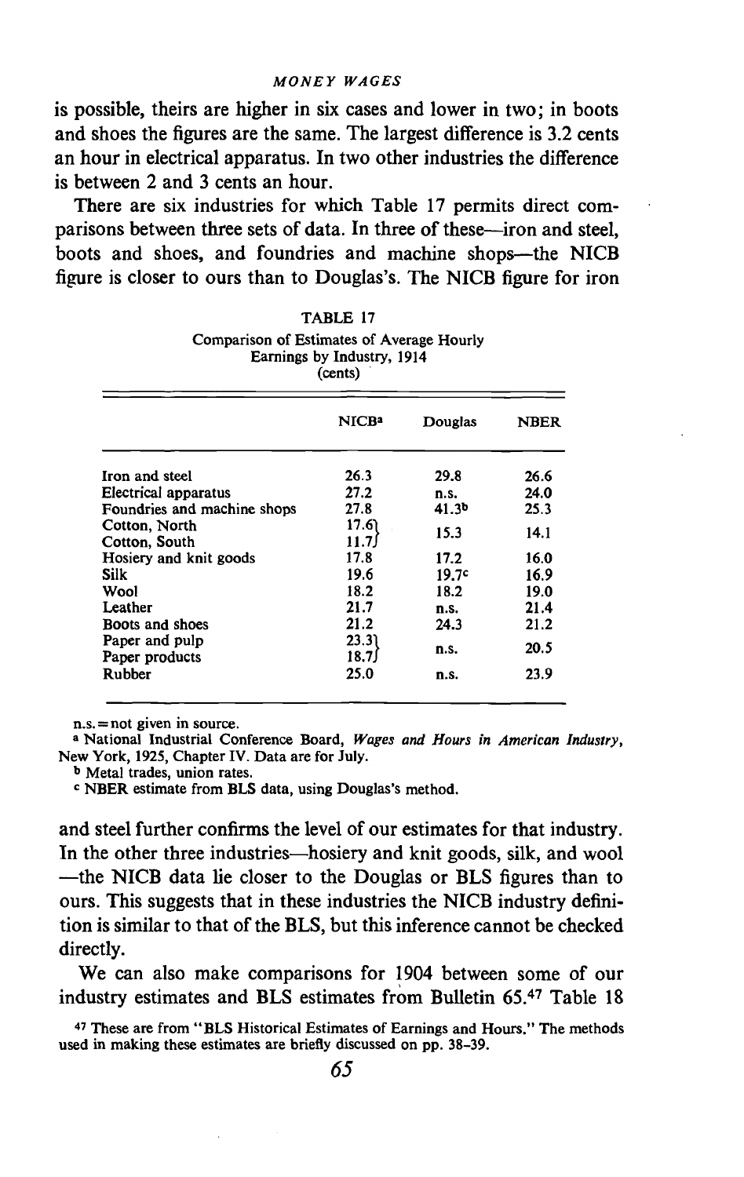is possible, theirs are higher in six cases and lower in two; in boots and shoes the figures are the same. The largest difference is 3.2 cents an hour in electrical apparatus. In two other industries the difference is between 2 and 3 cents an hour.

There are six industries for which Table 17 permits direct comparisons between three sets of data. In three of these—iron and steel, boots and shoes, and foundries and machine shops—the NICB figure is closer to ours than to Douglas's. The NICB figure for iron and steel further confirms the level of our estimates for that industry. In the other three industries—hosiery and knit goods, silk, and wool—the NICB data lie closer to the Douglas or BLS figures than to ours. This suggests that in these industries the NICB industry definition is similar to that of the BLS, but this inference cannot be checked directly.

TABLE 17

Comparison of Estimates of Average Hourly Earnings by Industry, 1914 (cents)

| | NICB[a] | Douglas | NBER |
|---|---|---|---|
| Iron and steel | 26.3 | 29.8 | 26.6 |
| Electrical apparatus | 27.2 | n.s. | 24.0 |
| Foundries and machine shops | 27.8 | 41.3[b] | 25.3 |
| Cotton, North | 17.6 | 15.3 | 14.1 |
| Cotton, South | 11.7 | | |
| Hosiery and knit goods | 17.8 | 17.2 | 16.0 |
| Silk | 19.6 | 19.7[c] | 16.9 |
| Wool | 18.2 | 18.2 | 19.0 |
| Leather | 21.7 | n.s. | 21.4 |
| Boots and shoes | 21.2 | 24.3 | 21.2 |
| Paper and pulp | 23.3 | n.s. | 20.5 |
| Paper products | 18.7 | | |
| Rubber | 25.0 | n.s. | 23.9 |

n.s. = not given in source.

[a] National Industrial Conference Board, *Wages and Hours in American Industry*, New York, 1925, Chapter IV. Data are for July.

[b] Metal trades, union rates.

[c] NBER estimate from BLS data, using Douglas's method.

We can also make comparisons for 1904 between some of our industry estimates and BLS estimates from Bulletin 65.[47] Table 18

[47] These are from "BLS Historical Estimates of Earnings and Hours." The methods used in making these estimates are briefly discussed on pp. 38–39.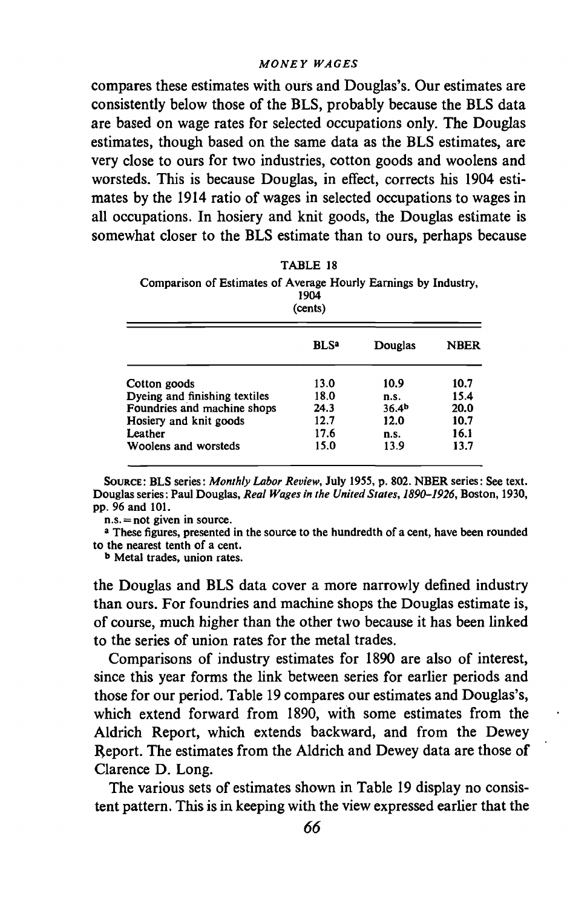compares these estimates with ours and Douglas's. Our estimates are consistently below those of the BLS, probably because the BLS data are based on wage rates for selected occupations only. The Douglas estimates, though based on the same data as the BLS estimates, are very close to ours for two industries, cotton goods and woolens and worsteds. This is because Douglas, in effect, corrects his 1904 estimates by the 1914 ratio of wages in selected occupations to wages in all occupations. In hosiery and knit goods, the Douglas estimate is somewhat closer to the BLS estimate than to ours, perhaps because

TABLE 18

Comparison of Estimates of Average Hourly Earnings by Industry, 1904
(cents)

| | BLS[a] | Douglas | NBER |
|---|---|---|---|
| Cotton goods | 13.0 | 10.9 | 10.7 |
| Dyeing and finishing textiles | 18.0 | n.s. | 15.4 |
| Foundries and machine shops | 24.3 | 36.4[b] | 20.0 |
| Hosiery and knit goods | 12.7 | 12.0 | 10.7 |
| Leather | 17.6 | n.s. | 16.1 |
| Woolens and worsteds | 15.0 | 13.9 | 13.7 |

SOURCE: BLS series: *Monthly Labor Review*, July 1955, p. 802. NBER series: See text. Douglas series: Paul Douglas, *Real Wages in the United States, 1890–1926*, Boston, 1930, pp. 96 and 101.

n.s. = not given in source.

[a] These figures, presented in the source to the hundredth of a cent, have been rounded to the nearest tenth of a cent.

[b] Metal trades, union rates.

the Douglas and BLS data cover a more narrowly defined industry than ours. For foundries and machine shops the Douglas estimate is, of course, much higher than the other two because it has been linked to the series of union rates for the metal trades.

Comparisons of industry estimates for 1890 are also of interest, since this year forms the link between series for earlier periods and those for our period. Table 19 compares our estimates and Douglas's, which extend forward from 1890, with some estimates from the Aldrich Report, which extends backward, and from the Dewey Report. The estimates from the Aldrich and Dewey data are those of Clarence D. Long.

The various sets of estimates shown in Table 19 display no consistent pattern. This is in keeping with the view expressed earlier that the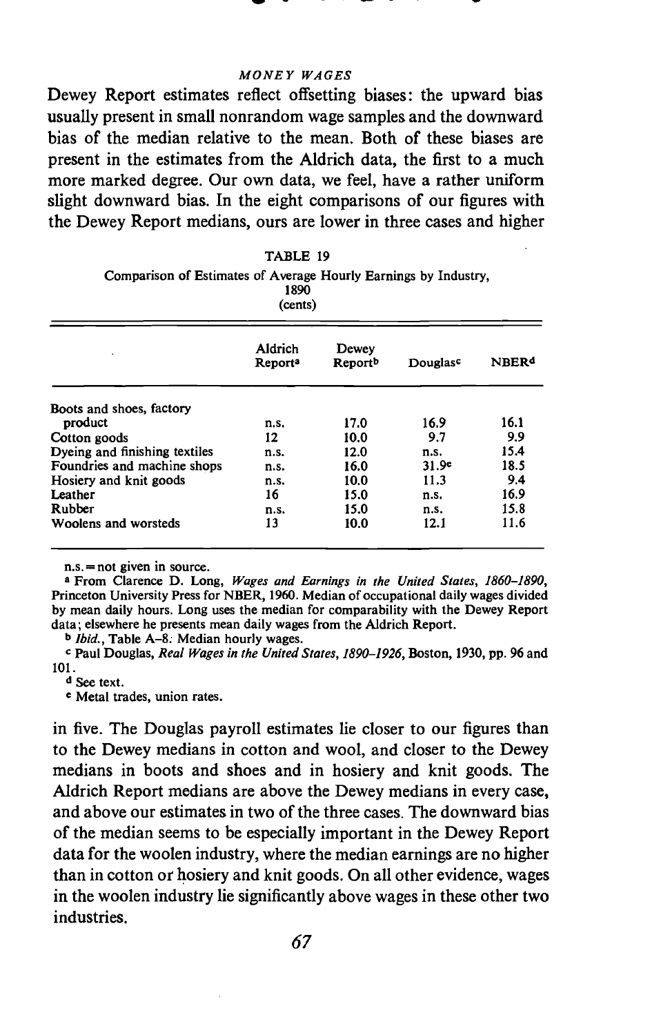Dewey Report estimates reflect offsetting biases: the upward bias usually present in small nonrandom wage samples and the downward bias of the median relative to the mean. Both of these biases are present in the estimates from the Aldrich data, the first to a much more marked degree. Our own data, we feel, have a rather uniform slight downward bias. In the eight comparisons of our figures with the Dewey Report medians, ours are lower in three cases and higher in five. The Douglas payroll estimates lie closer to our figures than to the Dewey medians in cotton and wool, and closer to the Dewey medians in boots and shoes and in hosiery and knit goods. The Aldrich Report medians are above the Dewey medians in every case, and above our estimates in two of the three cases. The downward bias of the median seems to be especially important in the Dewey Report data for the woolen industry, where the median earnings are no higher than in cotton or hosiery and knit goods. On all other evidence, wages in the woolen industry lie significantly above wages in these other two industries.

TABLE 19

Comparison of Estimates of Average Hourly Earnings by Industry, 1890 (cents)

| | Aldrich Report[a] | Dewey Report[b] | Douglas[c] | NBER[d] |
|---|---|---|---|---|
| Boots and shoes, factory product | n.s. | 17.0 | 16.9 | 16.1 |
| Cotton goods | 12 | 10.0 | 9.7 | 9.9 |
| Dyeing and finishing textiles | n.s. | 12.0 | n.s. | 15.4 |
| Foundries and machine shops | n.s. | 16.0 | 31.9[e] | 18.5 |
| Hosiery and knit goods | n.s. | 10.0 | 11.3 | 9.4 |
| Leather | 16 | 15.0 | n.s. | 16.9 |
| Rubber | n.s. | 15.0 | n.s. | 15.8 |
| Woolens and worsteds | 13 | 10.0 | 12.1 | 11.6 |

n.s. = not given in source.

[a] From Clarence D. Long, *Wages and Earnings in the United States, 1860–1890*, Princeton University Press for NBER, 1960. Median of occupational daily wages divided by mean daily hours. Long uses the median for comparability with the Dewey Report data; elsewhere he presents mean daily wages from the Aldrich Report.

[b] *Ibid.*, Table A–8: Median hourly wages.

[c] Paul Douglas, *Real Wages in the United States, 1890–1926*, Boston, 1930, pp. 96 and 101.

[d] See text.

[e] Metal trades, union rates.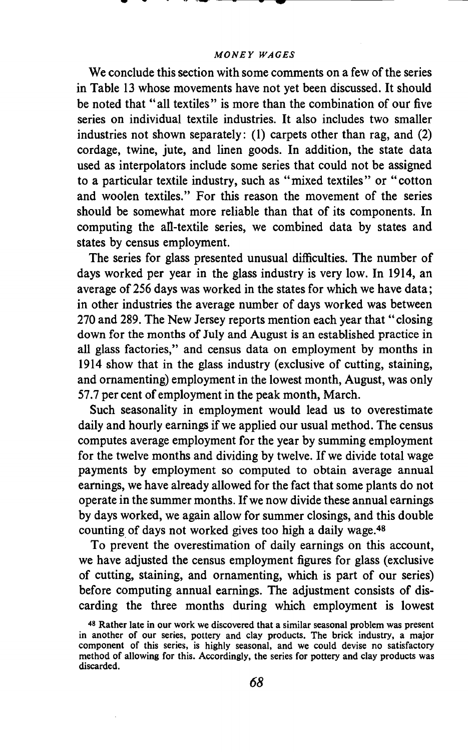We conclude this section with some comments on a few of the series in Table 13 whose movements have not yet been discussed. It should be noted that "all textiles" is more than the combination of our five series on individual textile industries. It also includes two smaller industries not shown separately: (1) carpets other than rag, and (2) cordage, twine, jute, and linen goods. In addition, the state data used as interpolators include some series that could not be assigned to a particular textile industry, such as "mixed textiles" or "cotton and woolen textiles." For this reason the movement of the series should be somewhat more reliable than that of its components. In computing the all-textile series, we combined data by states and states by census employment.

The series for glass presented unusual difficulties. The number of days worked per year in the glass industry is very low. In 1914, an average of 256 days was worked in the states for which we have data; in other industries the average number of days worked was between 270 and 289. The New Jersey reports mention each year that "closing down for the months of July and August is an established practice in all glass factories," and census data on employment by months in 1914 show that in the glass industry (exclusive of cutting, staining, and ornamenting) employment in the lowest month, August, was only 57.7 per cent of employment in the peak month, March.

Such seasonality in employment would lead us to overestimate daily and hourly earnings if we applied our usual method. The census computes average employment for the year by summing employment for the twelve months and dividing by twelve. If we divide total wage payments by employment so computed to obtain average annual earnings, we have already allowed for the fact that some plants do not operate in the summer months. If we now divide these annual earnings by days worked, we again allow for summer closings, and this double counting of days not worked gives too high a daily wage.[48]

To prevent the overestimation of daily earnings on this account, we have adjusted the census employment figures for glass (exclusive of cutting, staining, and ornamenting, which is part of our series) before computing annual earnings. The adjustment consists of discarding the three months during which employment is lowest

[48] Rather late in our work we discovered that a similar seasonal problem was present in another of our series, pottery and clay products. The brick industry, a major component of this series, is highly seasonal, and we could devise no satisfactory method of allowing for this. Accordingly, the series for pottery and clay products was discarded.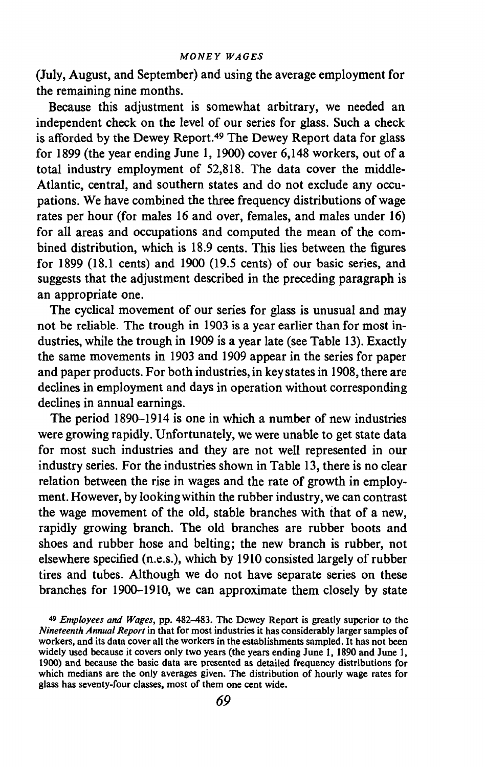(July, August, and September) and using the average employment for the remaining nine months.

Because this adjustment is somewhat arbitrary, we needed an independent check on the level of our series for glass. Such a check is afforded by the Dewey Report.[49] The Dewey Report data for glass for 1899 (the year ending June 1, 1900) cover 6,148 workers, out of a total industry employment of 52,818. The data cover the middle-Atlantic, central, and southern states and do not exclude any occupations. We have combined the three frequency distributions of wage rates per hour (for males 16 and over, females, and males under 16) for all areas and occupations and computed the mean of the combined distribution, which is 18.9 cents. This lies between the figures for 1899 (18.1 cents) and 1900 (19.5 cents) of our basic series, and suggests that the adjustment described in the preceding paragraph is an appropriate one.

The cyclical movement of our series for glass is unusual and may not be reliable. The trough in 1903 is a year earlier than for most industries, while the trough in 1909 is a year late (see Table 13). Exactly the same movements in 1903 and 1909 appear in the series for paper and paper products. For both industries, in key states in 1908, there are declines in employment and days in operation without corresponding declines in annual earnings.

The period 1890–1914 is one in which a number of new industries were growing rapidly. Unfortunately, we were unable to get state data for most such industries and they are not well represented in our industry series. For the industries shown in Table 13, there is no clear relation between the rise in wages and the rate of growth in employment. However, by looking within the rubber industry, we can contrast the wage movement of the old, stable branches with that of a new, rapidly growing branch. The old branches are rubber boots and shoes and rubber hose and belting; the new branch is rubber, not elsewhere specified (n.e.s.), which by 1910 consisted largely of rubber tires and tubes. Although we do not have separate series on these branches for 1900–1910, we can approximate them closely by state

[49] *Employees and Wages*, pp. 482–483. The Dewey Report is greatly superior to the *Nineteenth Annual Report* in that for most industries it has considerably larger samples of workers, and its data cover all the workers in the establishments sampled. It has not been widely used because it covers only two years (the years ending June 1, 1890 and June 1, 1900) and because the basic data are presented as detailed frequency distributions for which medians are the only averages given. The distribution of hourly wage rates for glass has seventy-four classes, most of them one cent wide.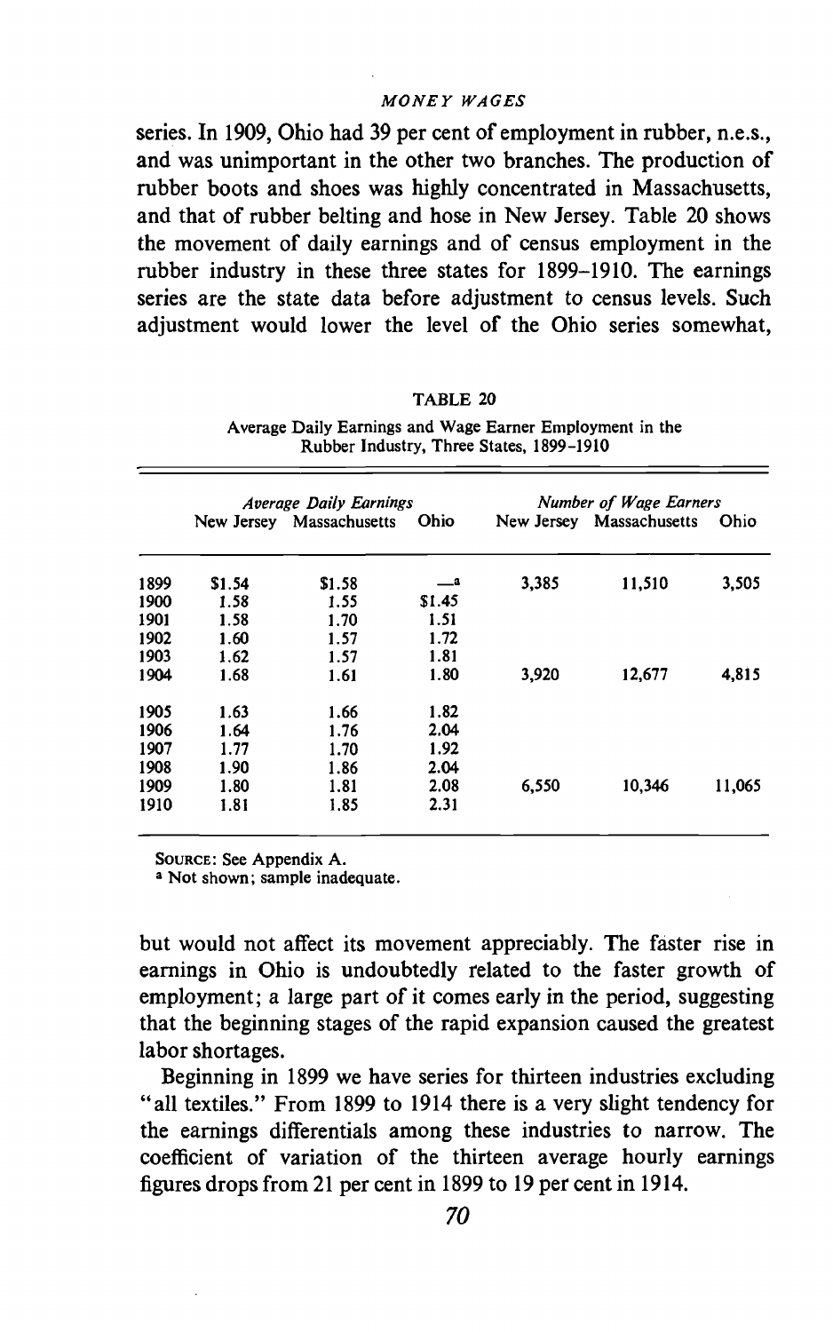series. In 1909, Ohio had 39 per cent of employment in rubber, n.e.s., and was unimportant in the other two branches. The production of rubber boots and shoes was highly concentrated in Massachusetts, and that of rubber belting and hose in New Jersey. Table 20 shows the movement of daily earnings and of census employment in the rubber industry in these three states for 1899–1910. The earnings series are the state data before adjustment to census levels. Such adjustment would lower the level of the Ohio series somewhat,

TABLE 20

Average Daily Earnings and Wage Earner Employment in the Rubber Industry, Three States, 1899–1910

| | *Average Daily Earnings* | | | *Number of Wage Earners* | | |
|---|---|---|---|---|---|---|
| | New Jersey | Massachusetts | Ohio | New Jersey | Massachusetts | Ohio |
| 1899 | $1.54 | $1.58 | —[a] | 3,385 | 11,510 | 3,505 |
| 1900 | 1.58 | 1.55 | $1.45 | | | |
| 1901 | 1.58 | 1.70 | 1.51 | | | |
| 1902 | 1.60 | 1.57 | 1.72 | | | |
| 1903 | 1.62 | 1.57 | 1.81 | | | |
| 1904 | 1.68 | 1.61 | 1.80 | 3,920 | 12,677 | 4,815 |
| 1905 | 1.63 | 1.66 | 1.82 | | | |
| 1906 | 1.64 | 1.76 | 2.04 | | | |
| 1907 | 1.77 | 1.70 | 1.92 | | | |
| 1908 | 1.90 | 1.86 | 2.04 | | | |
| 1909 | 1.80 | 1.81 | 2.08 | 6,550 | 10,346 | 11,065 |
| 1910 | 1.81 | 1.85 | 2.31 | | | |

SOURCE: See Appendix A.

[a] Not shown; sample inadequate.

but would not affect its movement appreciably. The faster rise in earnings in Ohio is undoubtedly related to the faster growth of employment; a large part of it comes early in the period, suggesting that the beginning stages of the rapid expansion caused the greatest labor shortages.

Beginning in 1899 we have series for thirteen industries excluding "all textiles." From 1899 to 1914 there is a very slight tendency for the earnings differentials among these industries to narrow. The coefficient of variation of the thirteen average hourly earnings figures drops from 21 per cent in 1899 to 19 per cent in 1914.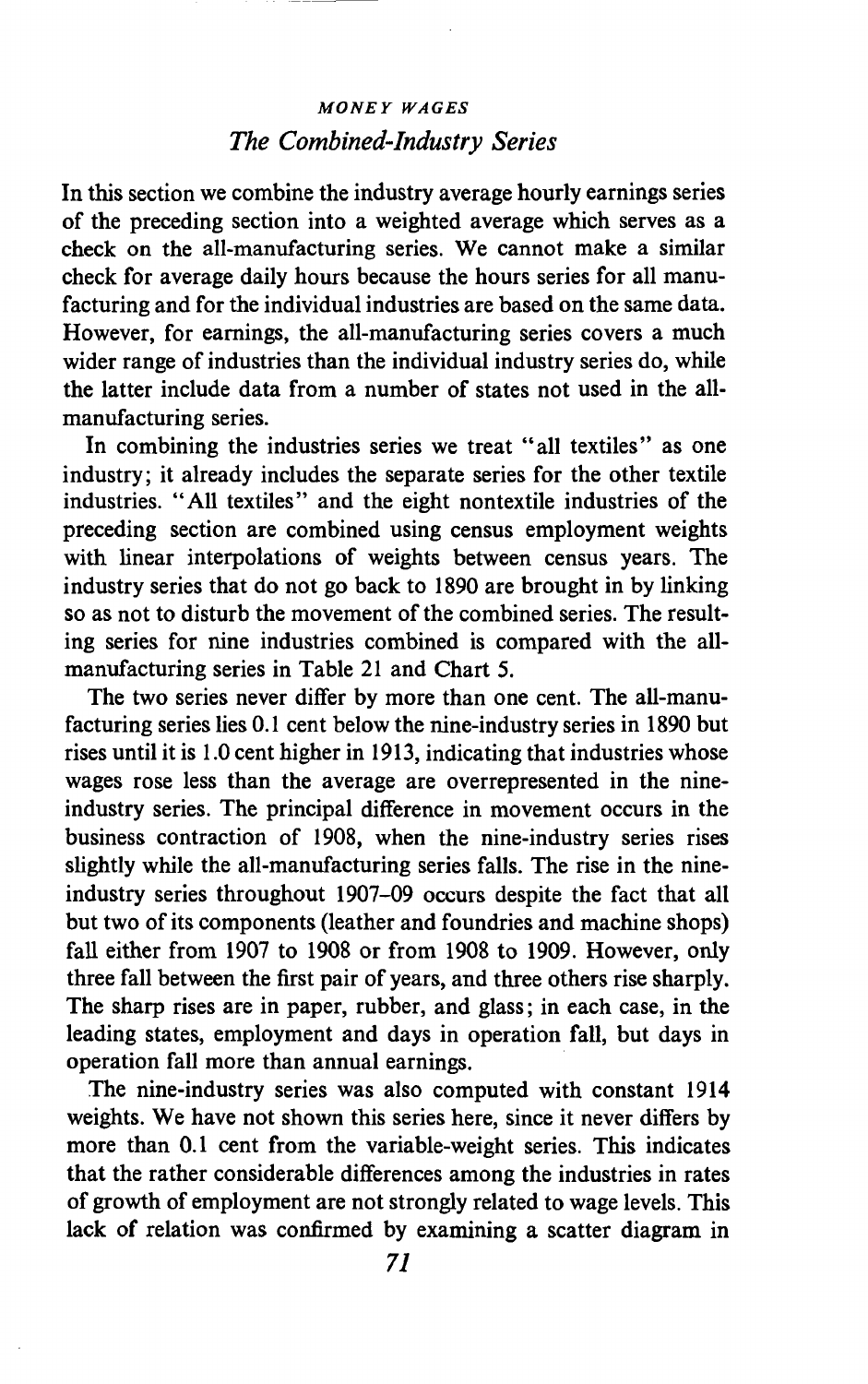## The Combined-Industry Series

In this section we combine the industry average hourly earnings series of the preceding section into a weighted average which serves as a check on the all-manufacturing series. We cannot make a similar check for average daily hours because the hours series for all manufacturing and for the individual industries are based on the same data. However, for earnings, the all-manufacturing series covers a much wider range of industries than the individual industry series do, while the latter include data from a number of states not used in the all-manufacturing series.

In combining the industries series we treat "all textiles" as one industry; it already includes the separate series for the other textile industries. "All textiles" and the eight nontextile industries of the preceding section are combined using census employment weights with linear interpolations of weights between census years. The industry series that do not go back to 1890 are brought in by linking so as not to disturb the movement of the combined series. The resulting series for nine industries combined is compared with the all-manufacturing series in Table 21 and Chart 5.

The two series never differ by more than one cent. The all-manufacturing series lies 0.1 cent below the nine-industry series in 1890 but rises until it is 1.0 cent higher in 1913, indicating that industries whose wages rose less than the average are overrepresented in the nine-industry series. The principal difference in movement occurs in the business contraction of 1908, when the nine-industry series rises slightly while the all-manufacturing series falls. The rise in the nine-industry series throughout 1907–09 occurs despite the fact that all but two of its components (leather and foundries and machine shops) fall either from 1907 to 1908 or from 1908 to 1909. However, only three fall between the first pair of years, and three others rise sharply. The sharp rises are in paper, rubber, and glass; in each case, in the leading states, employment and days in operation fall, but days in operation fall more than annual earnings.

The nine-industry series was also computed with constant 1914 weights. We have not shown this series here, since it never differs by more than 0.1 cent from the variable-weight series. This indicates that the rather considerable differences among the industries in rates of growth of employment are not strongly related to wage levels. This lack of relation was confirmed by examining a scatter diagram in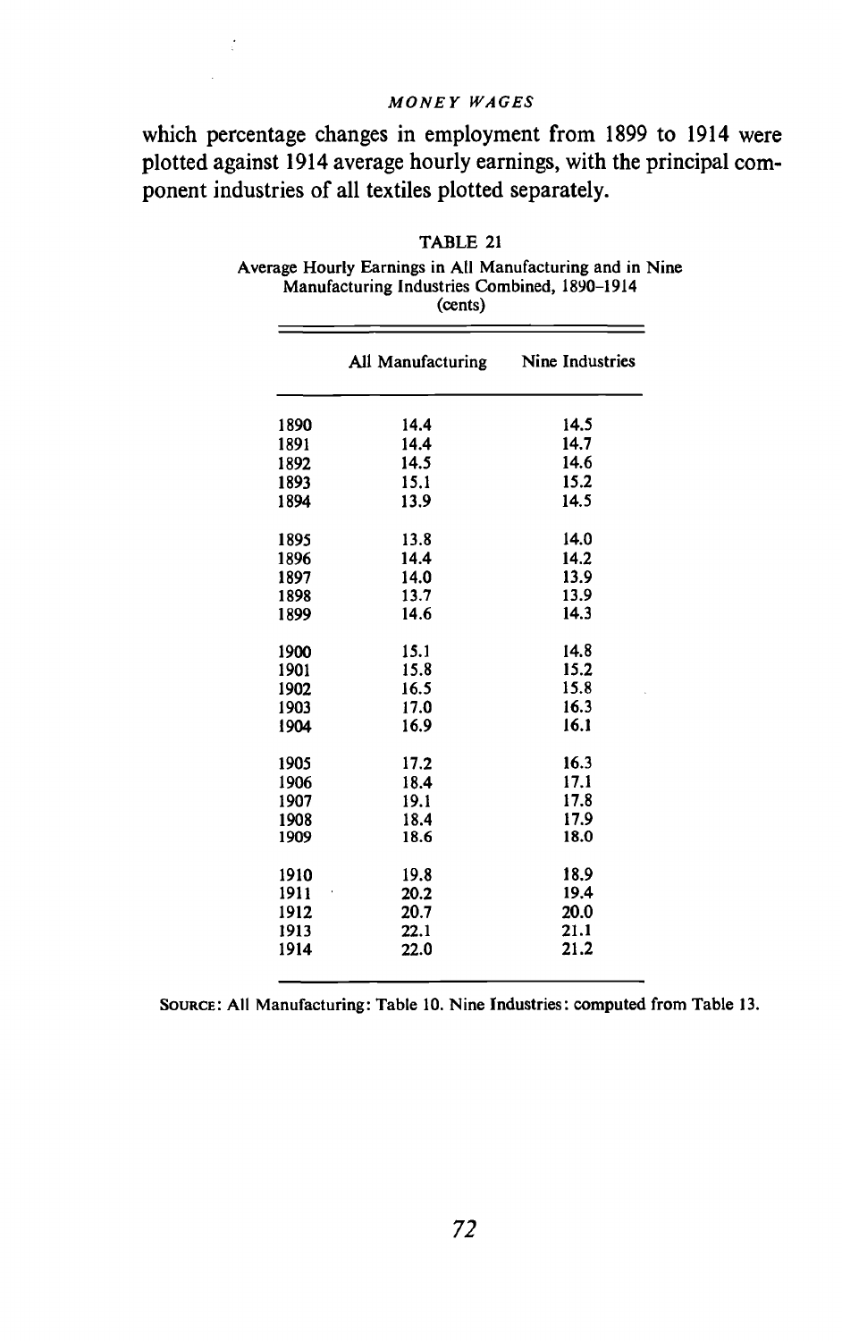which percentage changes in employment from 1899 to 1914 were plotted against 1914 average hourly earnings, with the principal component industries of all textiles plotted separately.

TABLE 21

Average Hourly Earnings in All Manufacturing and in Nine Manufacturing Industries Combined, 1890–1914
(cents)

| | All Manufacturing | Nine Industries |
|---|---|---|
| 1890 | 14.4 | 14.5 |
| 1891 | 14.4 | 14.7 |
| 1892 | 14.5 | 14.6 |
| 1893 | 15.1 | 15.2 |
| 1894 | 13.9 | 14.5 |
| 1895 | 13.8 | 14.0 |
| 1896 | 14.4 | 14.2 |
| 1897 | 14.0 | 13.9 |
| 1898 | 13.7 | 13.9 |
| 1899 | 14.6 | 14.3 |
| 1900 | 15.1 | 14.8 |
| 1901 | 15.8 | 15.2 |
| 1902 | 16.5 | 15.8 |
| 1903 | 17.0 | 16.3 |
| 1904 | 16.9 | 16.1 |
| 1905 | 17.2 | 16.3 |
| 1906 | 18.4 | 17.1 |
| 1907 | 19.1 | 17.8 |
| 1908 | 18.4 | 17.9 |
| 1909 | 18.6 | 18.0 |
| 1910 | 19.8 | 18.9 |
| 1911 | 20.2 | 19.4 |
| 1912 | 20.7 | 20.0 |
| 1913 | 22.1 | 21.1 |
| 1914 | 22.0 | 21.2 |

SOURCE: All Manufacturing: Table 10. Nine Industries: computed from Table 13.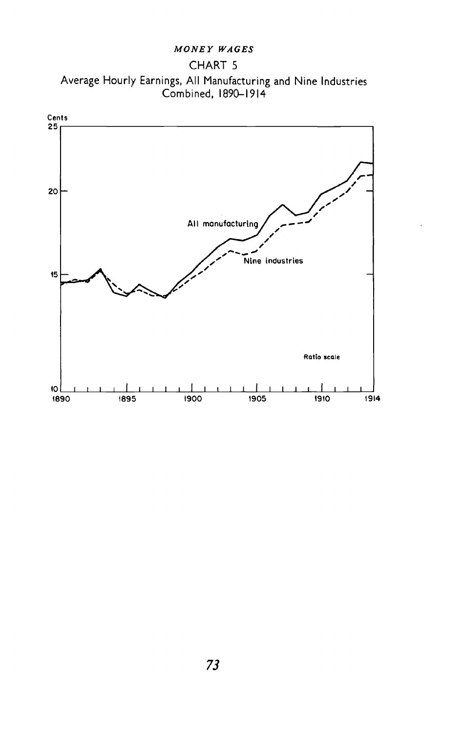CHART 5

Average Hourly Earnings, All Manufacturing and Nine Industries Combined, 1890–1914

Cents

25

20

15

10

All manufacturing

Nine industries

Ratio scale

1890

1895

1900

1905

1910

1914